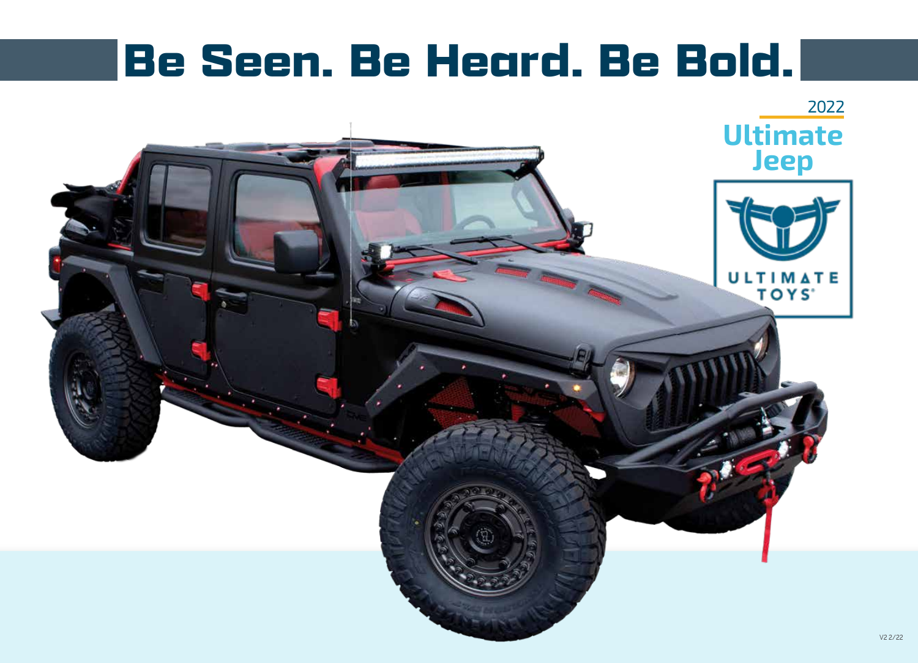# Be Seen. Be Heard. Be Bold.

2022

**Ultimate Jeep**

ULTIMATE TOYS®

V2 2/22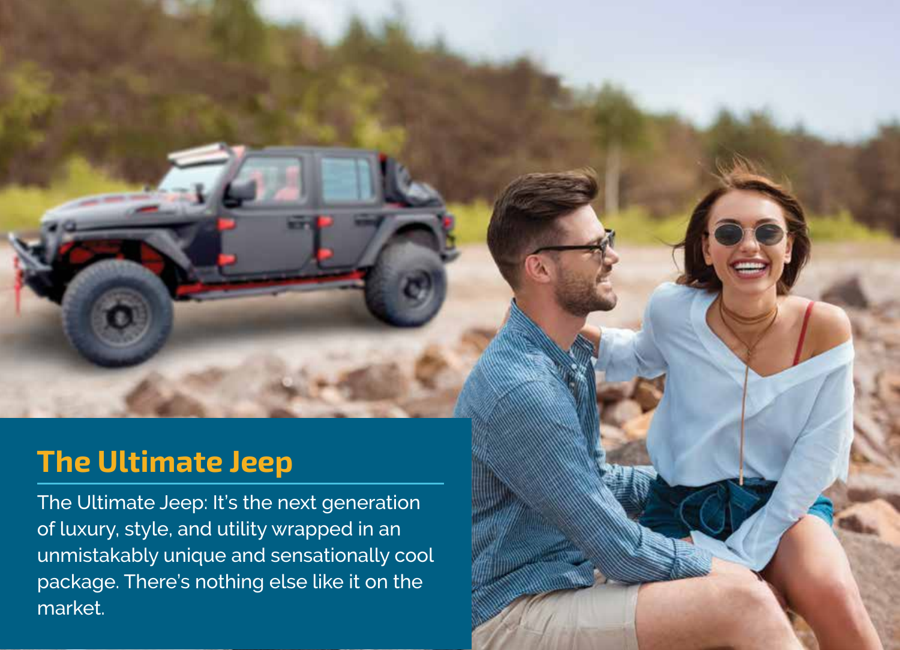## The Ultimate Jeep

The Ultimate Jeep: It's the next generation of luxury, style, and utility wrapped in an unmistakably unique and sensationally cool package. There's nothing else like it on the market.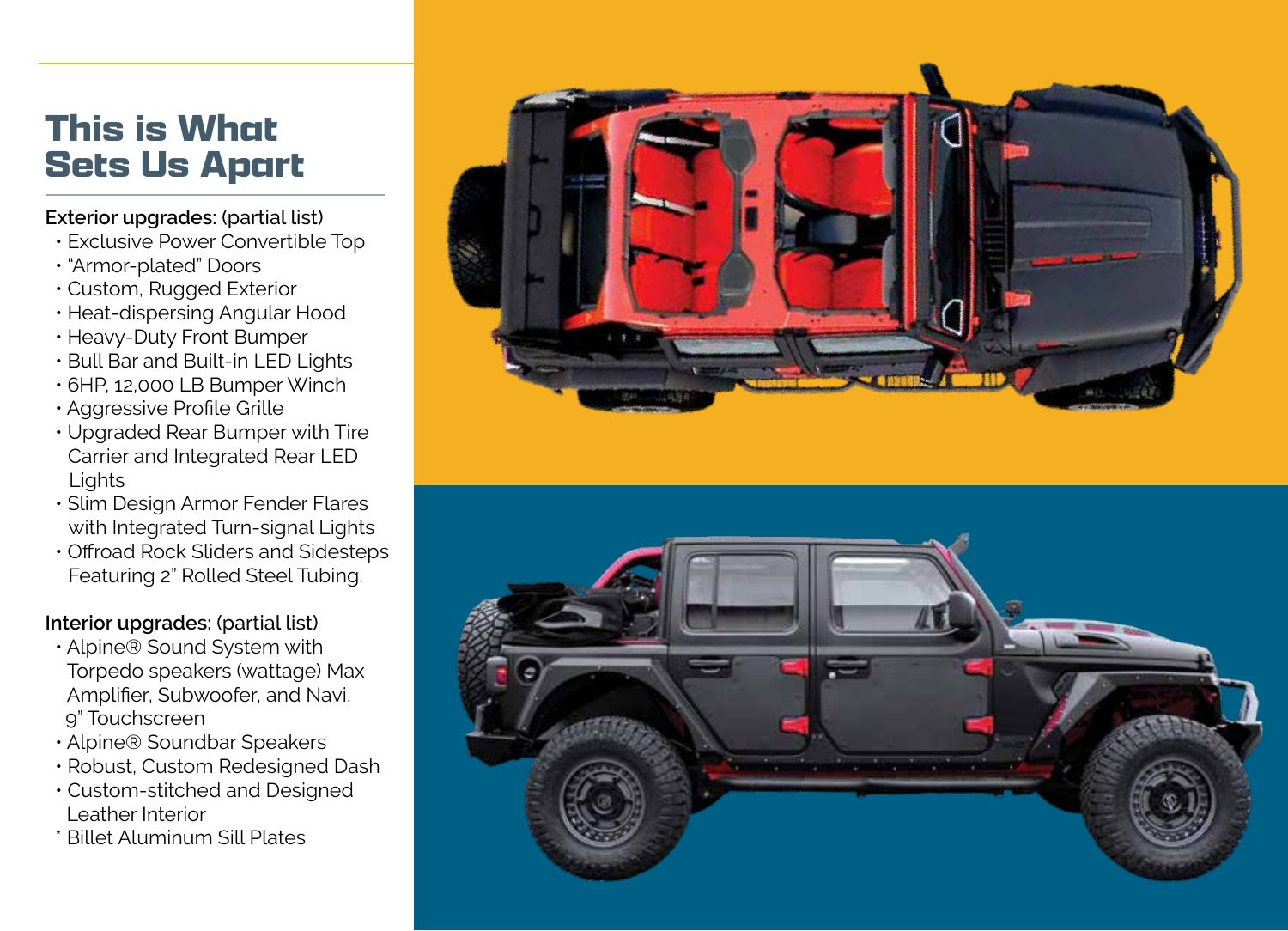# This is What Sets Us Apart

**Exterior upgrades:** (partial list)

- Exclusive Power Convertible Top
- "Armor-plated" Doors
- Custom, Rugged Exterior
- Heat-dispersing Angular Hood
- Heavy-Duty Front Bumper
- Bull Bar and Built-in LED Lights
- 6HP, 12,000 LB Bumper Winch
- Aggressive Profile Grille
- Upgraded Rear Bumper with Tire Carrier and Integrated Rear LED Lights
- Slim Design Armor Fender Flares with Integrated Turn-signal Lights
- Offroad Rock Sliders and Sidesteps Featuring 2" Rolled Steel Tubing.

**Interior upgrades:** (partial list)

- Alpine® Sound System with Torpedo speakers (wattage) Max Amplifier, Subwoofer, and Navi, 9" Touchscreen
- Alpine® Soundbar Speakers
- Robust, Custom Redesigned Dash
- Custom-stitched and Designed Leather Interior
- Billet Aluminum Sill Plates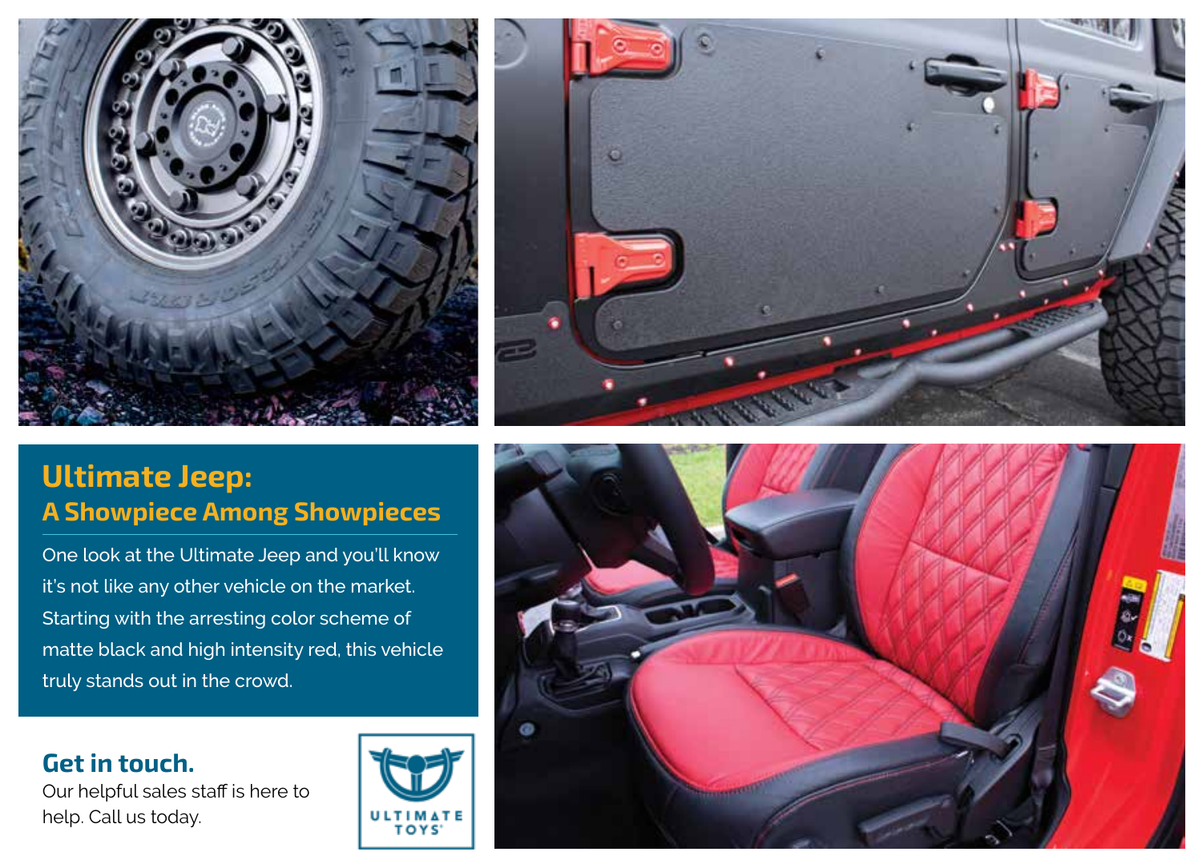## Ultimate Jeep:

### A Showpiece Among Showpieces

One look at the Ultimate Jeep and you'll know it's not like any other vehicle on the market. Starting with the arresting color scheme of matte black and high intensity red, this vehicle truly stands out in the crowd.

### Get in touch.

Our helpful sales staff is here to help. Call us today.

ULTIMATE TOYS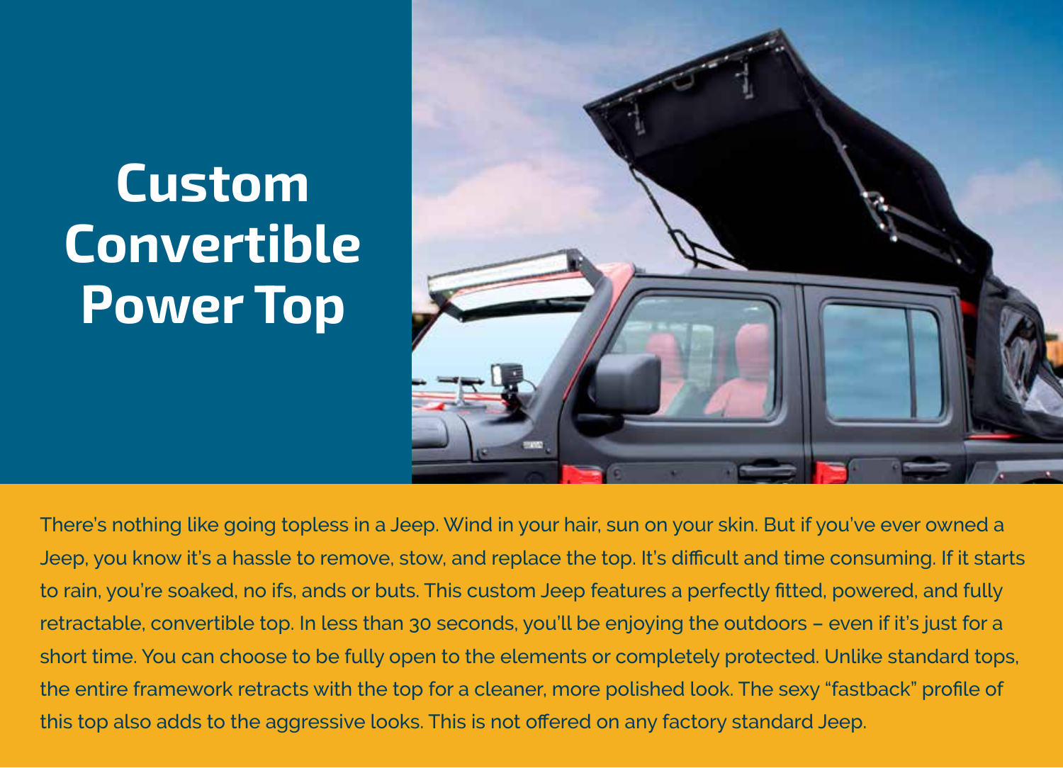# Custom Convertible Power Top

There's nothing like going topless in a Jeep. Wind in your hair, sun on your skin. But if you've ever owned a Jeep, you know it's a hassle to remove, stow, and replace the top. It's difficult and time consuming. If it starts to rain, you're soaked, no ifs, ands or buts. This custom Jeep features a perfectly fitted, powered, and fully retractable, convertible top. In less than 30 seconds, you'll be enjoying the outdoors – even if it's just for a short time. You can choose to be fully open to the elements or completely protected. Unlike standard tops, the entire framework retracts with the top for a cleaner, more polished look. The sexy "fastback" profile of this top also adds to the aggressive looks. This is not offered on any factory standard Jeep.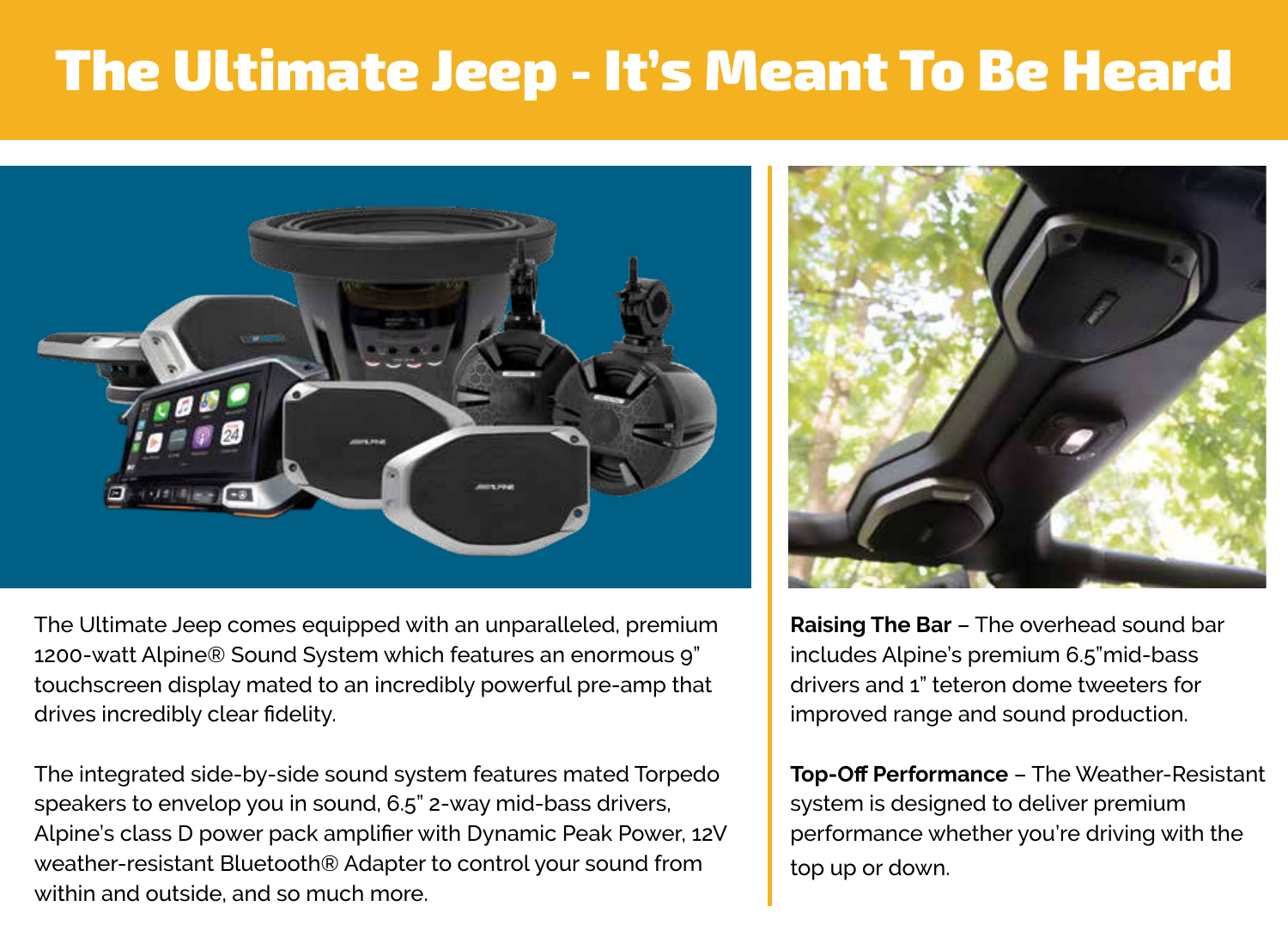# The Ultimate Jeep - It's Meant To Be Heard

The Ultimate Jeep comes equipped with an unparalleled, premium 1200-watt Alpine® Sound System which features an enormous 9" touchscreen display mated to an incredibly powerful pre-amp that drives incredibly clear fidelity.

The integrated side-by-side sound system features mated Torpedo speakers to envelop you in sound, 6.5" 2-way mid-bass drivers, Alpine's class D power pack amplifier with Dynamic Peak Power, 12V weather-resistant Bluetooth® Adapter to control your sound from within and outside, and so much more.

**Raising The Bar** – The overhead sound bar includes Alpine's premium 6.5"mid-bass drivers and 1" teteron dome tweeters for improved range and sound production.

**Top-Off Performance** – The Weather-Resistant system is designed to deliver premium performance whether you're driving with the top up or down.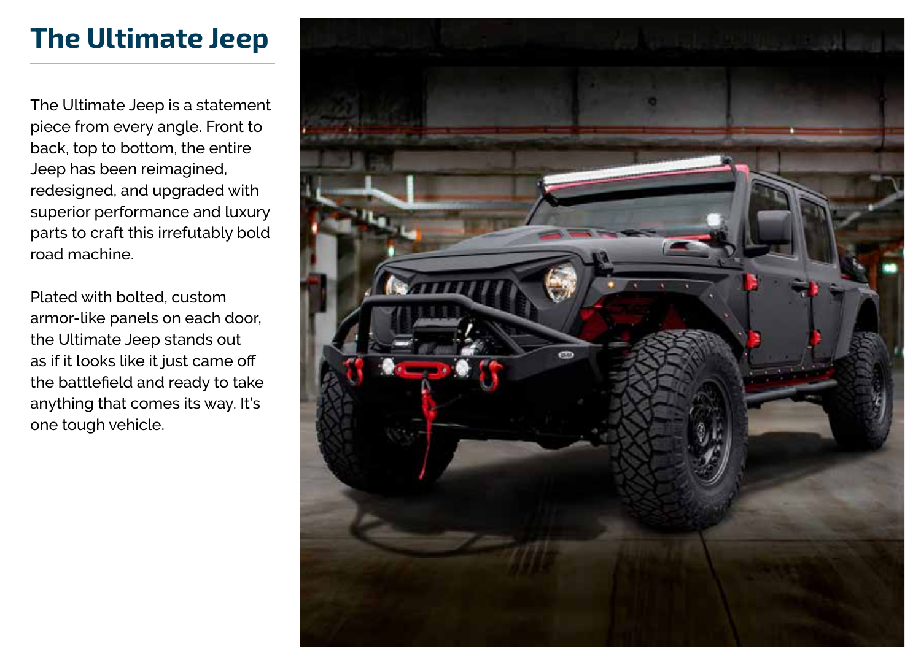# The Ultimate Jeep

The Ultimate Jeep is a statement piece from every angle. Front to back, top to bottom, the entire Jeep has been reimagined, redesigned, and upgraded with superior performance and luxury parts to craft this irrefutably bold road machine.

Plated with bolted, custom armor-like panels on each door, the Ultimate Jeep stands out as if it looks like it just came off the battlefield and ready to take anything that comes its way. It's one tough vehicle.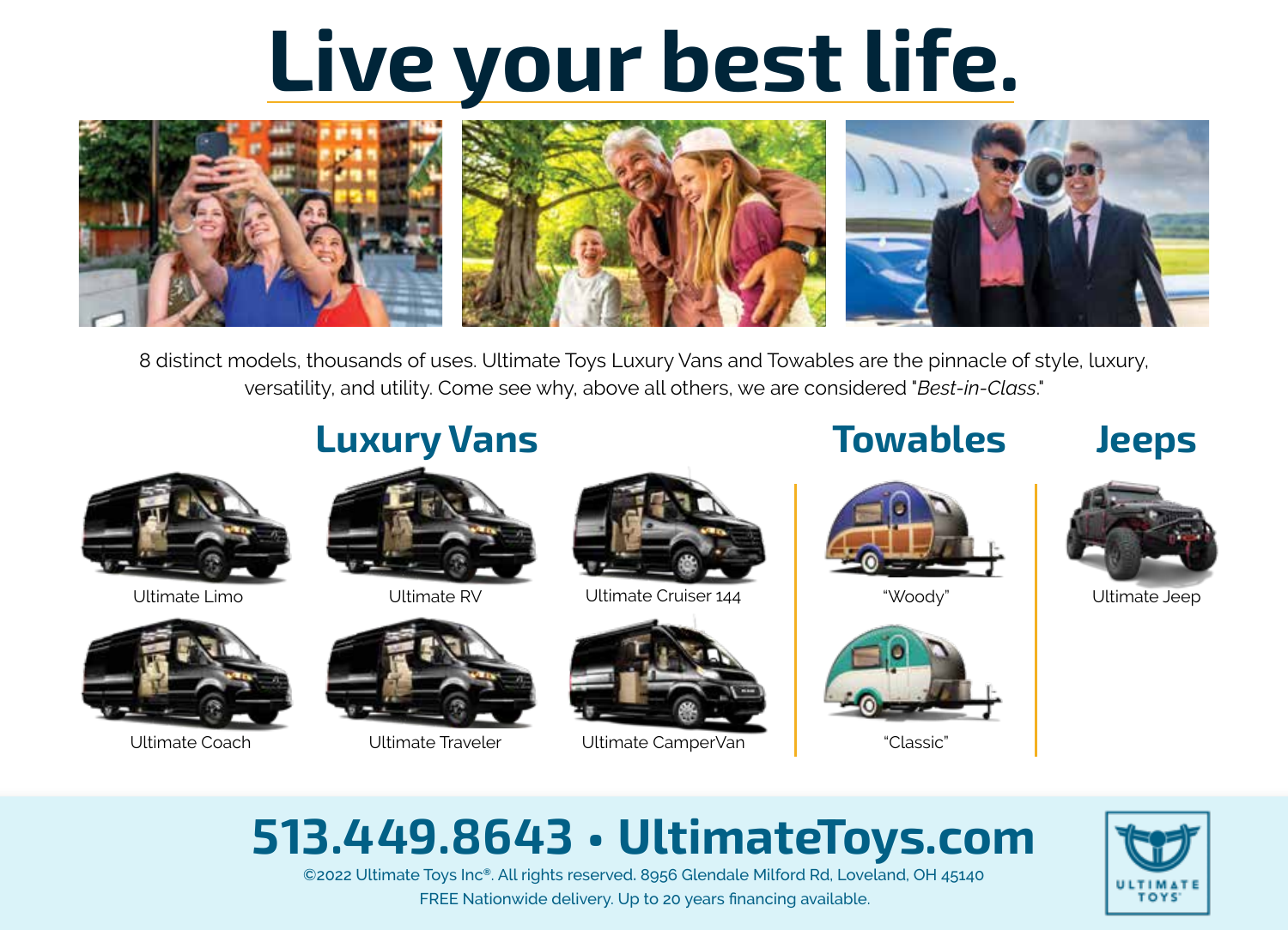# Live your best life.

8 distinct models, thousands of uses. Ultimate Toys Luxury Vans and Towables are the pinnacle of style, luxury, versatility, and utility. Come see why, above all others, we are considered "*Best-in-Class*."

## Luxury Vans

Ultimate Limo

Ultimate RV

Ultimate Cruiser 144

Ultimate Coach

Ultimate Traveler

Ultimate CamperVan

## Towables

"Woody"

"Classic"

## Jeeps

Ultimate Jeep

## 513.449.8643 • UltimateToys.com

©2022 Ultimate Toys Inc®. All rights reserved. 8956 Glendale Milford Rd, Loveland, OH 45140

FREE Nationwide delivery. Up to 20 years financing available.

ULTIMATE TOYS